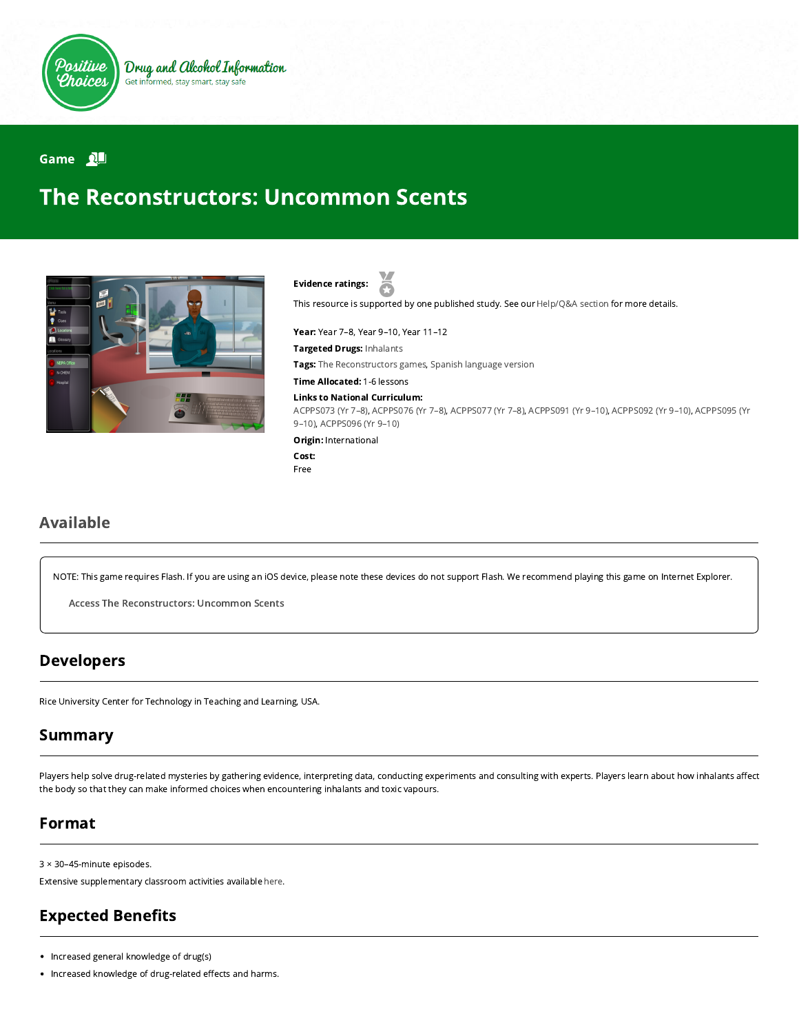Positive Choices

Drug and Alcohol Information

Get informed, stay smart, stay safe

Game

# The Reconstructors: Uncommon Scents

**Evidence ratings:**

This resource is supported by one published study. See our Help/Q&A section for more details.

**Year:** Year 7–8, Year 9–10, Year 11–12

**Targeted Drugs:** Inhalants

**Tags:** The Reconstructors games, Spanish language version

**Time Allocated:** 1-6 lessons

**Links to National Curriculum:**

ACPPS073 (Yr 7–8), ACPPS076 (Yr 7–8), ACPPS077 (Yr 7–8), ACPPS091 (Yr 9–10), ACPPS092 (Yr 9–10), ACPPS095 (Yr 9–10), ACPPS096 (Yr 9–10)

**Origin:** International

**Cost:**

Free

## Available

NOTE: This game requires Flash. If you are using an iOS device, please note these devices do not support Flash. We recommend playing this game on Internet Explorer.

Access The Reconstructors: Uncommon Scents

## Developers

Rice University Center for Technology in Teaching and Learning, USA.

## Summary

Players help solve drug-related mysteries by gathering evidence, interpreting data, conducting experiments and consulting with experts. Players learn about how inhalants affect the body so that they can make informed choices when encountering inhalants and toxic vapours.

## Format

3 × 30–45-minute episodes.

Extensive supplementary classroom activities available here.

## Expected Benefits

- Increased general knowledge of drug(s)
- Increased knowledge of drug-related effects and harms.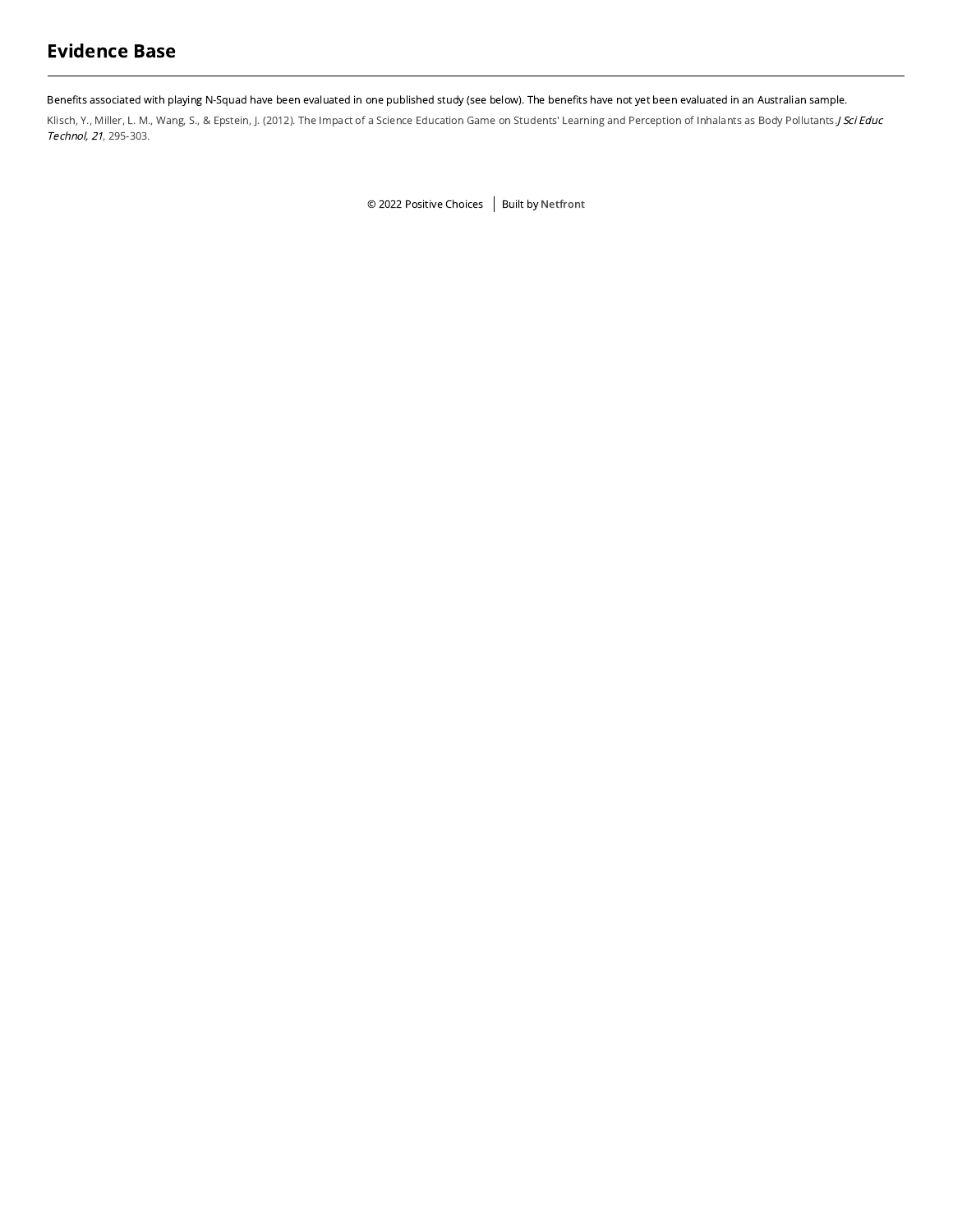## Evidence Base

Benefits associated with playing N-Squad have been evaluated in one published study (see below). The benefits have not yet been evaluated in an Australian sample.

Klisch, Y., Miller, L. M., Wang, S., & Epstein, J. (2012). The Impact of a Science Education Game on Students' Learning and Perception of Inhalants as Body Pollutants *J Sci Educ Technol, 21*, 295-303.

© 2022 Positive Choices | Built by **Netfront**